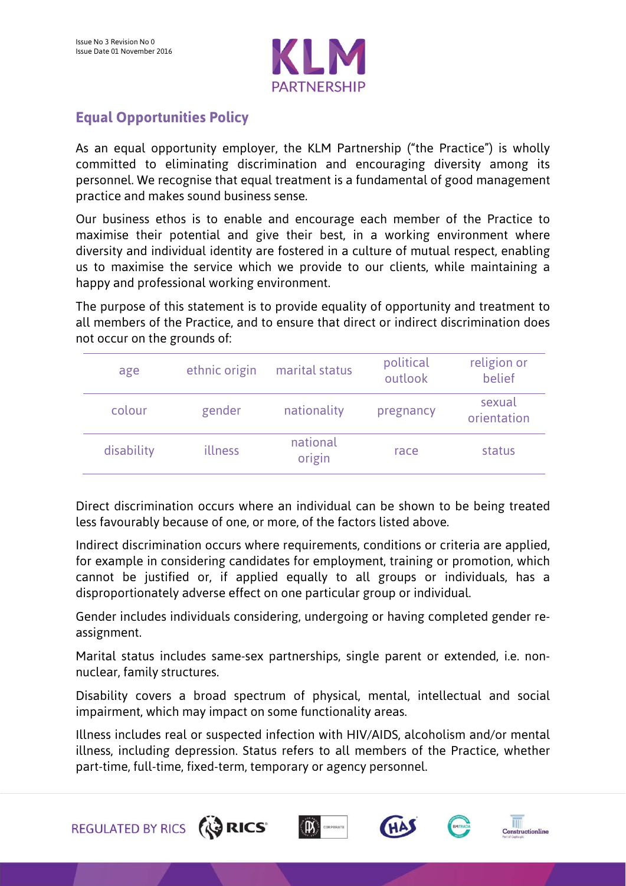Issue No 3 Revision No 0
Issue Date 01 November 2016

KLM PARTNERSHIP

## Equal Opportunities Policy

As an equal opportunity employer, the KLM Partnership ("the Practice") is wholly committed to eliminating discrimination and encouraging diversity among its personnel. We recognise that equal treatment is a fundamental of good management practice and makes sound business sense.

Our business ethos is to enable and encourage each member of the Practice to maximise their potential and give their best, in a working environment where diversity and individual identity are fostered in a culture of mutual respect, enabling us to maximise the service which we provide to our clients, while maintaining a happy and professional working environment.

The purpose of this statement is to provide equality of opportunity and treatment to all members of the Practice, and to ensure that direct or indirect discrimination does not occur on the grounds of:

| age | ethnic origin | marital status | political outlook | religion or belief |
|---|---|---|---|---|
| colour | gender | nationality | pregnancy | sexual orientation |
| disability | illness | national origin | race | status |

Direct discrimination occurs where an individual can be shown to be being treated less favourably because of one, or more, of the factors listed above.

Indirect discrimination occurs where requirements, conditions or criteria are applied, for example in considering candidates for employment, training or promotion, which cannot be justified or, if applied equally to all groups or individuals, has a disproportionately adverse effect on one particular group or individual.

Gender includes individuals considering, undergoing or having completed gender re-assignment.

Marital status includes same-sex partnerships, single parent or extended, i.e. non-nuclear, family structures.

Disability covers a broad spectrum of physical, mental, intellectual and social impairment, which may impact on some functionality areas.

Illness includes real or suspected infection with HIV/AIDS, alcoholism and/or mental illness, including depression. Status refers to all members of the Practice, whether part-time, full-time, fixed-term, temporary or agency personnel.

REGULATED BY RICS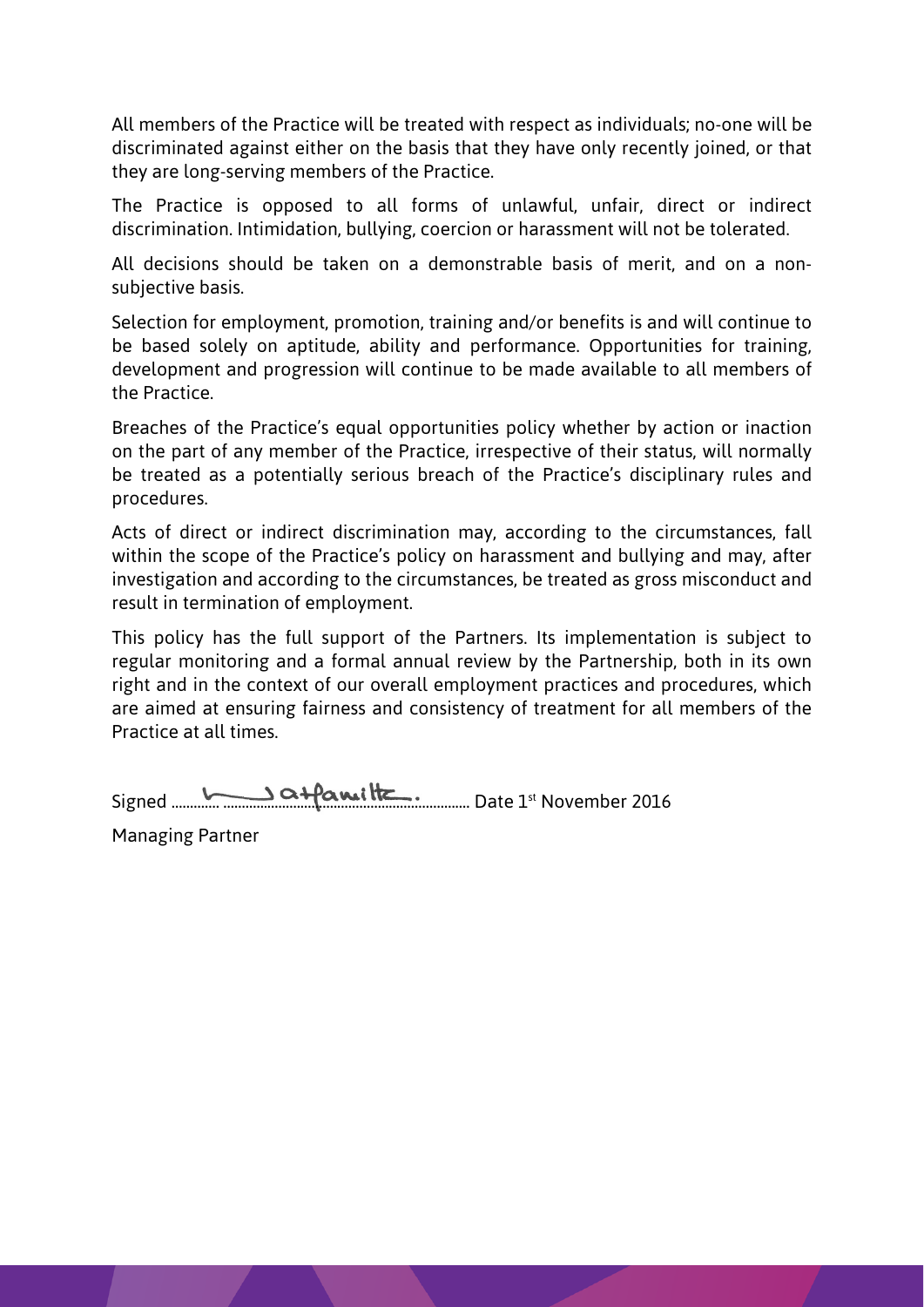All members of the Practice will be treated with respect as individuals; no-one will be discriminated against either on the basis that they have only recently joined, or that they are long-serving members of the Practice.

The Practice is opposed to all forms of unlawful, unfair, direct or indirect discrimination. Intimidation, bullying, coercion or harassment will not be tolerated.

All decisions should be taken on a demonstrable basis of merit, and on a non-subjective basis.

Selection for employment, promotion, training and/or benefits is and will continue to be based solely on aptitude, ability and performance. Opportunities for training, development and progression will continue to be made available to all members of the Practice.

Breaches of the Practice's equal opportunities policy whether by action or inaction on the part of any member of the Practice, irrespective of their status, will normally be treated as a potentially serious breach of the Practice's disciplinary rules and procedures.

Acts of direct or indirect discrimination may, according to the circumstances, fall within the scope of the Practice's policy on harassment and bullying and may, after investigation and according to the circumstances, be treated as gross misconduct and result in termination of employment.

This policy has the full support of the Partners. Its implementation is subject to regular monitoring and a formal annual review by the Partnership, both in its own right and in the context of our overall employment practices and procedures, which are aimed at ensuring fairness and consistency of treatment for all members of the Practice at all times.

Signed ............................................................ Date 1st November 2016

Managing Partner